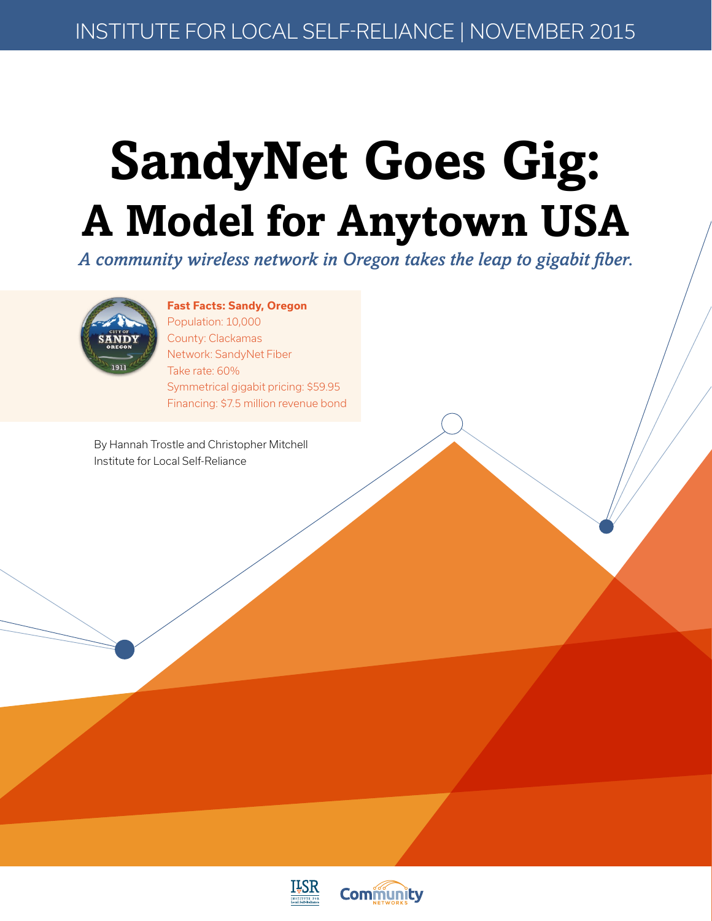INSTITUTE FOR LOCAL SELF-RELIANCE | NOVEMBER 2015

# SandyNet Goes Gig:
## A Model for Anytown USA

*A community wireless network in Oregon takes the leap to gigabit fiber.*

**Fast Facts: Sandy, Oregon**
- Population: 10,000
- County: Clackamas
- Network: SandyNet Fiber
- Take rate: 60%
- Symmetrical gigabit pricing: $59.95
- Financing: $7.5 million revenue bond

By Hannah Trostle and Christopher Mitchell
Institute for Local Self-Reliance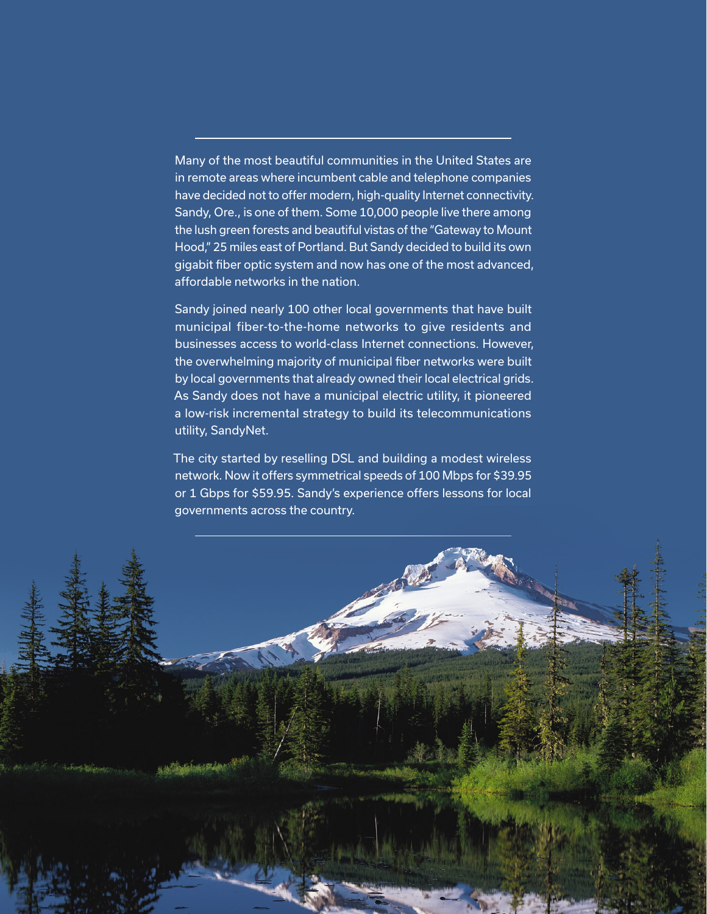Many of the most beautiful communities in the United States are in remote areas where incumbent cable and telephone companies have decided not to offer modern, high-quality Internet connectivity. Sandy, Ore., is one of them. Some 10,000 people live there among the lush green forests and beautiful vistas of the "Gateway to Mount Hood," 25 miles east of Portland. But Sandy decided to build its own gigabit fiber optic system and now has one of the most advanced, affordable networks in the nation.

Sandy joined nearly 100 other local governments that have built municipal fiber-to-the-home networks to give residents and businesses access to world-class Internet connections. However, the overwhelming majority of municipal fiber networks were built by local governments that already owned their local electrical grids. As Sandy does not have a municipal electric utility, it pioneered a low-risk incremental strategy to build its telecommunications utility, SandyNet.

The city started by reselling DSL and building a modest wireless network. Now it offers symmetrical speeds of 100 Mbps for $39.95 or 1 Gbps for $59.95. Sandy's experience offers lessons for local governments across the country.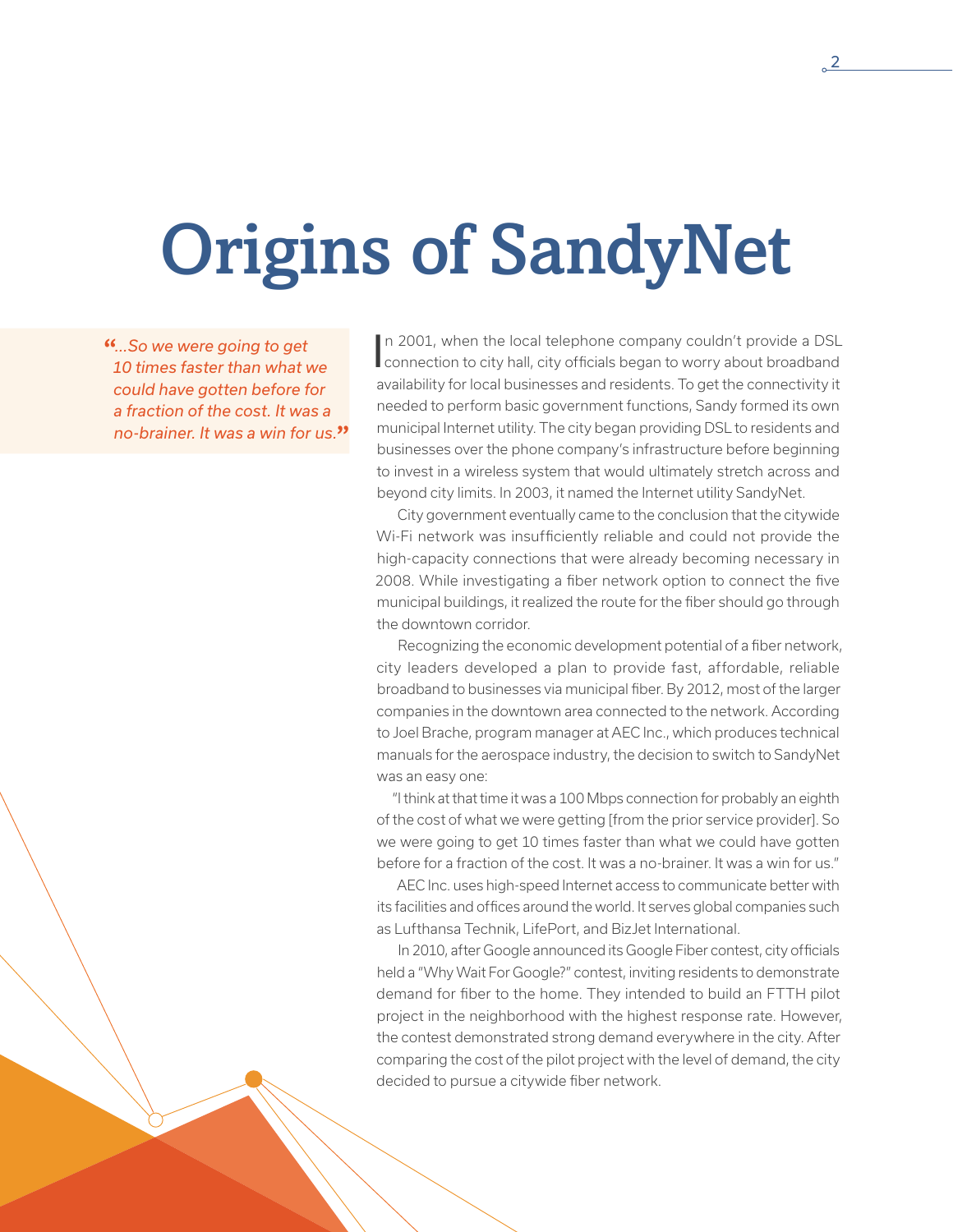# Origins of SandyNet

> *"...So we were going to get 10 times faster than what we could have gotten before for a fraction of the cost. It was a no-brainer. It was a win for us."*

In 2001, when the local telephone company couldn't provide a DSL connection to city hall, city officials began to worry about broadband availability for local businesses and residents. To get the connectivity it needed to perform basic government functions, Sandy formed its own municipal Internet utility. The city began providing DSL to residents and businesses over the phone company's infrastructure before beginning to invest in a wireless system that would ultimately stretch across and beyond city limits. In 2003, it named the Internet utility SandyNet.

City government eventually came to the conclusion that the citywide Wi-Fi network was insufficiently reliable and could not provide the high-capacity connections that were already becoming necessary in 2008. While investigating a fiber network option to connect the five municipal buildings, it realized the route for the fiber should go through the downtown corridor.

Recognizing the economic development potential of a fiber network, city leaders developed a plan to provide fast, affordable, reliable broadband to businesses via municipal fiber. By 2012, most of the larger companies in the downtown area connected to the network. According to Joel Brache, program manager at AEC Inc., which produces technical manuals for the aerospace industry, the decision to switch to SandyNet was an easy one:

"I think at that time it was a 100 Mbps connection for probably an eighth of the cost of what we were getting [from the prior service provider]. So we were going to get 10 times faster than what we could have gotten before for a fraction of the cost. It was a no-brainer. It was a win for us."

AEC Inc. uses high-speed Internet access to communicate better with its facilities and offices around the world. It serves global companies such as Lufthansa Technik, LifePort, and BizJet International.

In 2010, after Google announced its Google Fiber contest, city officials held a "Why Wait For Google?" contest, inviting residents to demonstrate demand for fiber to the home. They intended to build an FTTH pilot project in the neighborhood with the highest response rate. However, the contest demonstrated strong demand everywhere in the city. After comparing the cost of the pilot project with the level of demand, the city decided to pursue a citywide fiber network.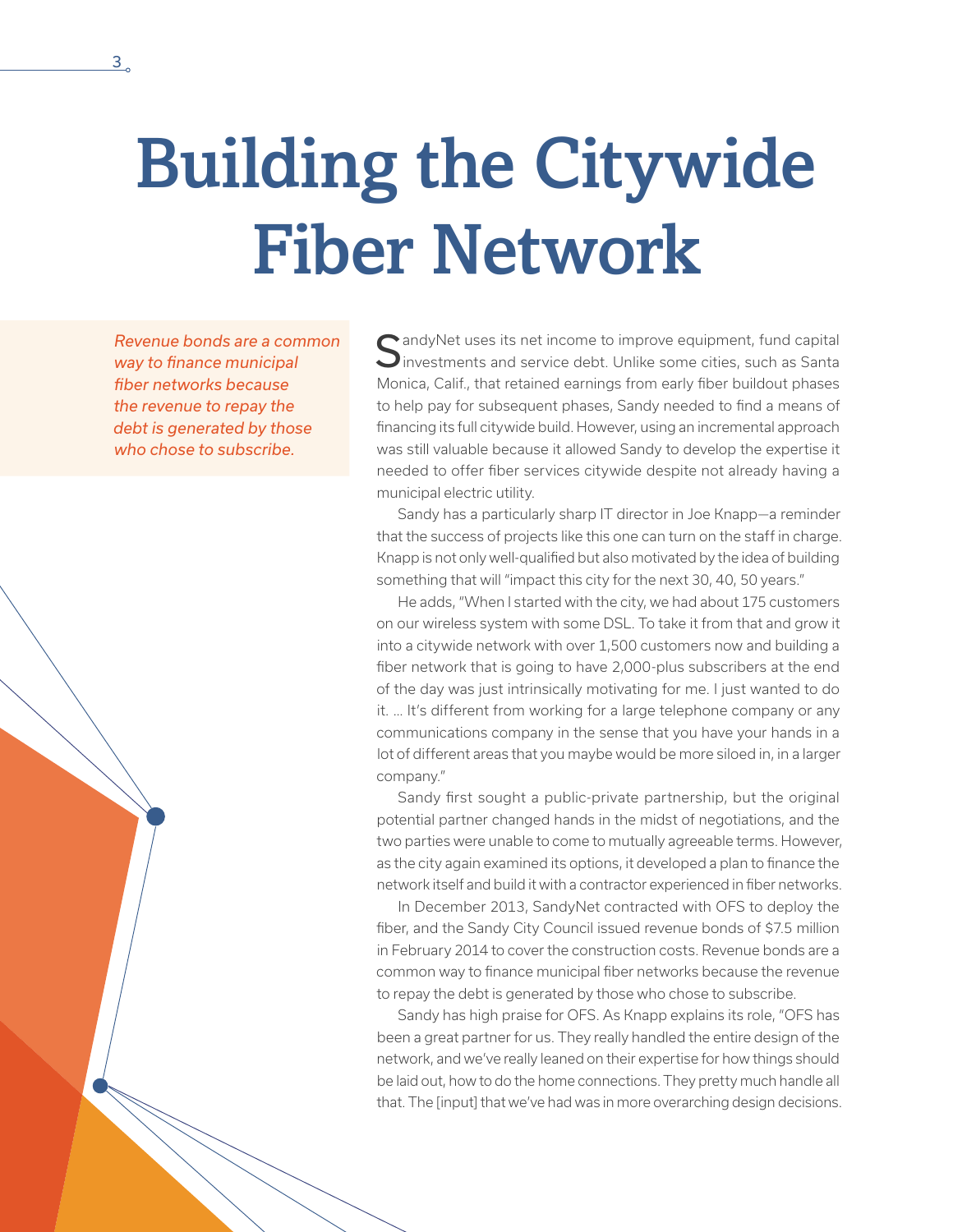# Building the Citywide Fiber Network

*Revenue bonds are a common way to finance municipal fiber networks because the revenue to repay the debt is generated by those who chose to subscribe.*

SandyNet uses its net income to improve equipment, fund capital investments and service debt. Unlike some cities, such as Santa Monica, Calif., that retained earnings from early fiber buildout phases to help pay for subsequent phases, Sandy needed to find a means of financing its full citywide build. However, using an incremental approach was still valuable because it allowed Sandy to develop the expertise it needed to offer fiber services citywide despite not already having a municipal electric utility.

Sandy has a particularly sharp IT director in Joe Knapp—a reminder that the success of projects like this one can turn on the staff in charge. Knapp is not only well-qualified but also motivated by the idea of building something that will "impact this city for the next 30, 40, 50 years."

He adds, "When I started with the city, we had about 175 customers on our wireless system with some DSL. To take it from that and grow it into a citywide network with over 1,500 customers now and building a fiber network that is going to have 2,000-plus subscribers at the end of the day was just intrinsically motivating for me. I just wanted to do it. … It's different from working for a large telephone company or any communications company in the sense that you have your hands in a lot of different areas that you maybe would be more siloed in, in a larger company."

Sandy first sought a public-private partnership, but the original potential partner changed hands in the midst of negotiations, and the two parties were unable to come to mutually agreeable terms. However, as the city again examined its options, it developed a plan to finance the network itself and build it with a contractor experienced in fiber networks.

In December 2013, SandyNet contracted with OFS to deploy the fiber, and the Sandy City Council issued revenue bonds of $7.5 million in February 2014 to cover the construction costs. Revenue bonds are a common way to finance municipal fiber networks because the revenue to repay the debt is generated by those who chose to subscribe.

Sandy has high praise for OFS. As Knapp explains its role, "OFS has been a great partner for us. They really handled the entire design of the network, and we've really leaned on their expertise for how things should be laid out, how to do the home connections. They pretty much handle all that. The [input] that we've had was in more overarching design decisions.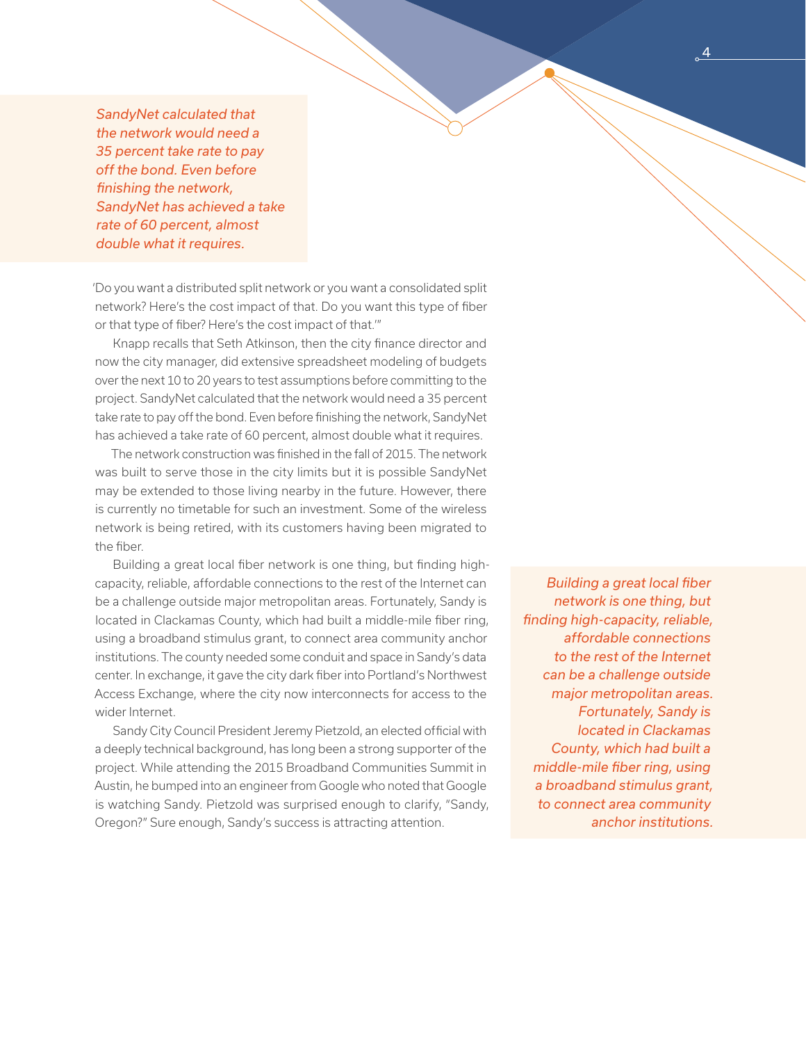*SandyNet calculated that the network would need a 35 percent take rate to pay off the bond. Even before finishing the network, SandyNet has achieved a take rate of 60 percent, almost double what it requires.*

'Do you want a distributed split network or you want a consolidated split network? Here's the cost impact of that. Do you want this type of fiber or that type of fiber? Here's the cost impact of that.'"

Knapp recalls that Seth Atkinson, then the city finance director and now the city manager, did extensive spreadsheet modeling of budgets over the next 10 to 20 years to test assumptions before committing to the project. SandyNet calculated that the network would need a 35 percent take rate to pay off the bond. Even before finishing the network, SandyNet has achieved a take rate of 60 percent, almost double what it requires.

The network construction was finished in the fall of 2015. The network was built to serve those in the city limits but it is possible SandyNet may be extended to those living nearby in the future. However, there is currently no timetable for such an investment. Some of the wireless network is being retired, with its customers having been migrated to the fiber.

Building a great local fiber network is one thing, but finding high-capacity, reliable, affordable connections to the rest of the Internet can be a challenge outside major metropolitan areas. Fortunately, Sandy is located in Clackamas County, which had built a middle-mile fiber ring, using a broadband stimulus grant, to connect area community anchor institutions. The county needed some conduit and space in Sandy's data center. In exchange, it gave the city dark fiber into Portland's Northwest Access Exchange, where the city now interconnects for access to the wider Internet.

*Building a great local fiber network is one thing, but finding high-capacity, reliable, affordable connections to the rest of the Internet can be a challenge outside major metropolitan areas. Fortunately, Sandy is located in Clackamas County, which had built a middle-mile fiber ring, using a broadband stimulus grant, to connect area community anchor institutions.*

Sandy City Council President Jeremy Pietzold, an elected official with a deeply technical background, has long been a strong supporter of the project. While attending the 2015 Broadband Communities Summit in Austin, he bumped into an engineer from Google who noted that Google is watching Sandy. Pietzold was surprised enough to clarify, "Sandy, Oregon?" Sure enough, Sandy's success is attracting attention.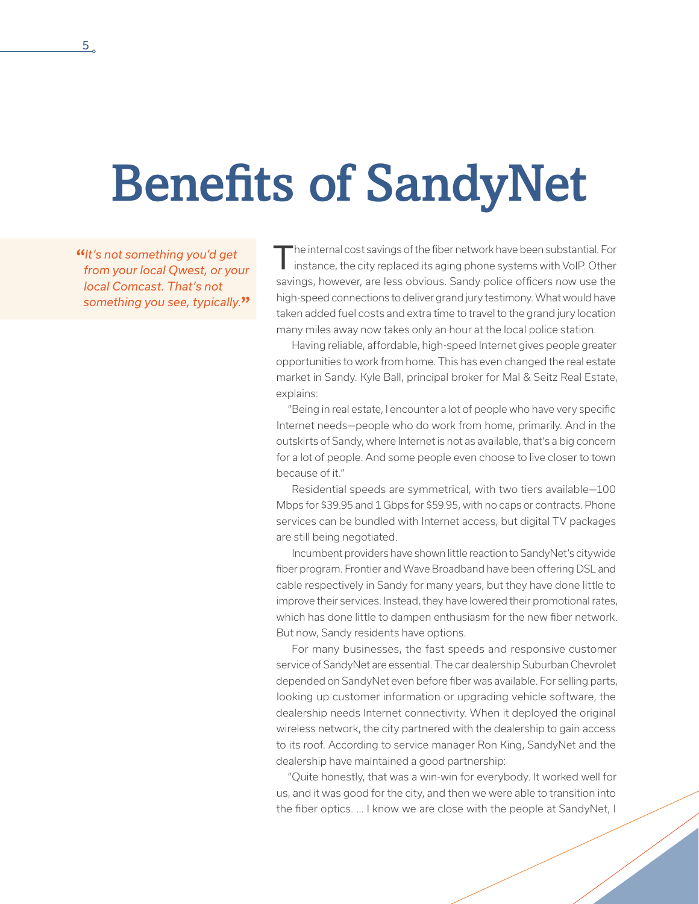# Benefits of SandyNet

> *"It's not something you'd get from your local Qwest, or your local Comcast. That's not something you see, typically."*

The internal cost savings of the fiber network have been substantial. For instance, the city replaced its aging phone systems with VoIP. Other savings, however, are less obvious. Sandy police officers now use the high-speed connections to deliver grand jury testimony. What would have taken added fuel costs and extra time to travel to the grand jury location many miles away now takes only an hour at the local police station.

Having reliable, affordable, high-speed Internet gives people greater opportunities to work from home. This has even changed the real estate market in Sandy. Kyle Ball, principal broker for Mal & Seitz Real Estate, explains:

"Being in real estate, I encounter a lot of people who have very specific Internet needs—people who do work from home, primarily. And in the outskirts of Sandy, where Internet is not as available, that's a big concern for a lot of people. And some people even choose to live closer to town because of it."

Residential speeds are symmetrical, with two tiers available—100 Mbps for $39.95 and 1 Gbps for $59.95, with no caps or contracts. Phone services can be bundled with Internet access, but digital TV packages are still being negotiated.

Incumbent providers have shown little reaction to SandyNet's citywide fiber program. Frontier and Wave Broadband have been offering DSL and cable respectively in Sandy for many years, but they have done little to improve their services. Instead, they have lowered their promotional rates, which has done little to dampen enthusiasm for the new fiber network. But now, Sandy residents have options.

For many businesses, the fast speeds and responsive customer service of SandyNet are essential. The car dealership Suburban Chevrolet depended on SandyNet even before fiber was available. For selling parts, looking up customer information or upgrading vehicle software, the dealership needs Internet connectivity. When it deployed the original wireless network, the city partnered with the dealership to gain access to its roof. According to service manager Ron King, SandyNet and the dealership have maintained a good partnership:

"Quite honestly, that was a win-win for everybody. It worked well for us, and it was good for the city, and then we were able to transition into the fiber optics. ... I know we are close with the people at SandyNet, I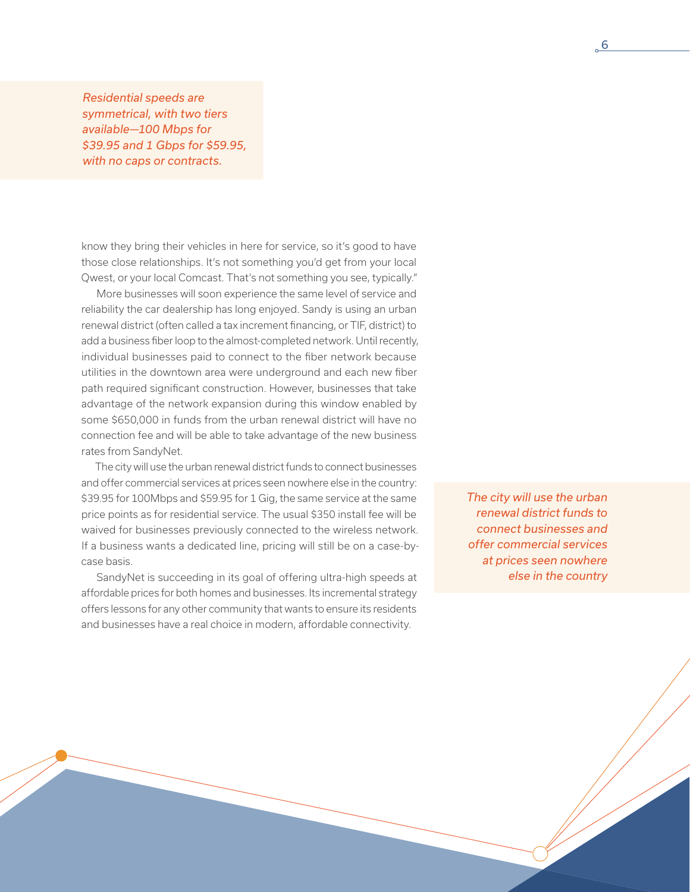*Residential speeds are symmetrical, with two tiers available—100 Mbps for $39.95 and 1 Gbps for $59.95, with no caps or contracts.*

know they bring their vehicles in here for service, so it's good to have those close relationships. It's not something you'd get from your local Qwest, or your local Comcast. That's not something you see, typically."

More businesses will soon experience the same level of service and reliability the car dealership has long enjoyed. Sandy is using an urban renewal district (often called a tax increment financing, or TIF, district) to add a business fiber loop to the almost-completed network. Until recently, individual businesses paid to connect to the fiber network because utilities in the downtown area were underground and each new fiber path required significant construction. However, businesses that take advantage of the network expansion during this window enabled by some $650,000 in funds from the urban renewal district will have no connection fee and will be able to take advantage of the new business rates from SandyNet.

The city will use the urban renewal district funds to connect businesses and offer commercial services at prices seen nowhere else in the country: $39.95 for 100Mbps and $59.95 for 1 Gig, the same service at the same price points as for residential service. The usual $350 install fee will be waived for businesses previously connected to the wireless network. If a business wants a dedicated line, pricing will still be on a case-by-case basis.

*The city will use the urban renewal district funds to connect businesses and offer commercial services at prices seen nowhere else in the country*

SandyNet is succeeding in its goal of offering ultra-high speeds at affordable prices for both homes and businesses. Its incremental strategy offers lessons for any other community that wants to ensure its residents and businesses have a real choice in modern, affordable connectivity.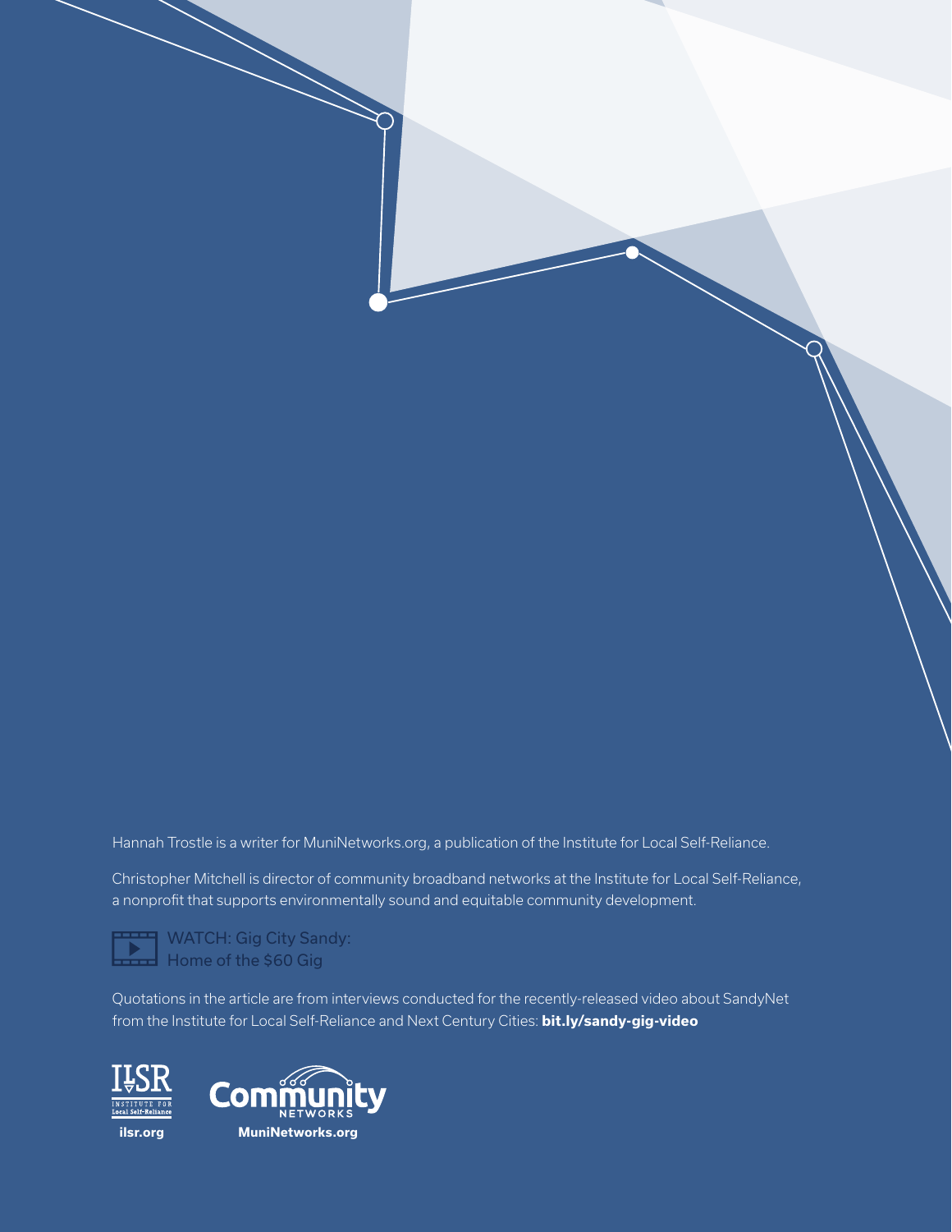Hannah Trostle is a writer for MuniNetworks.org, a publication of the Institute for Local Self-Reliance.

Christopher Mitchell is director of community broadband networks at the Institute for Local Self-Reliance, a nonprofit that supports environmentally sound and equitable community development.

WATCH: Gig City Sandy: Home of the $60 Gig

Quotations in the article are from interviews conducted for the recently-released video about SandyNet from the Institute for Local Self-Reliance and Next Century Cities: **bit.ly/sandy-gig-video**

ILSR
INSTITUTE FOR Local Self-Reliance
**ilsr.org**

Community NETWORKS
**MuniNetworks.org**